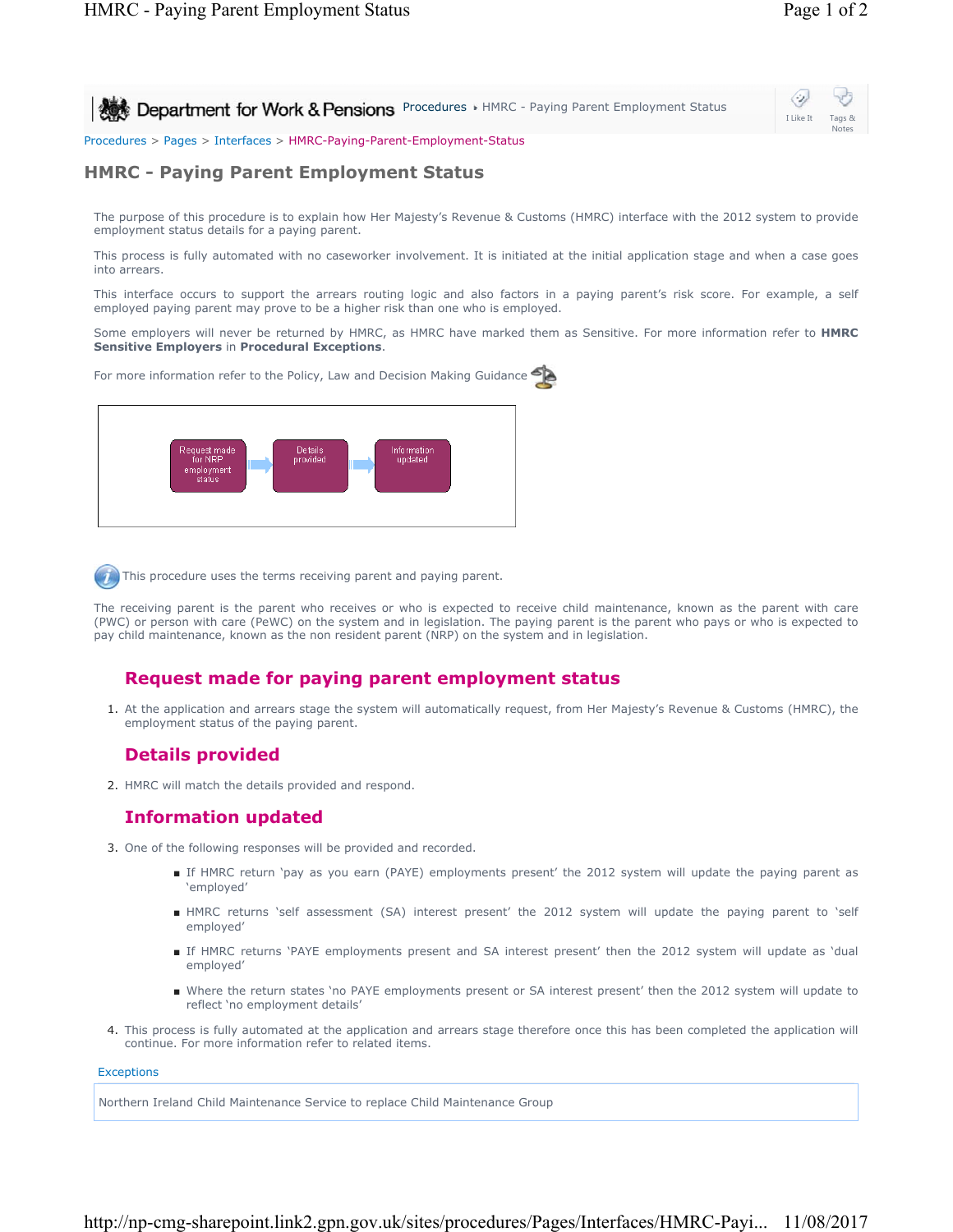Department for Work & Pensions Procedures ▸ HMRC - Paying Parent Employment Status

Procedures > Pages > Interfaces > HMRC-Paying-Parent-Employment-Status

# HMRC - Paying Parent Employment Status

The purpose of this procedure is to explain how Her Majesty's Revenue & Customs (HMRC) interface with the 2012 system to provide employment status details for a paying parent.

This process is fully automated with no caseworker involvement. It is initiated at the initial application stage and when a case goes into arrears.

This interface occurs to support the arrears routing logic and also factors in a paying parent's risk score. For example, a self employed paying parent may prove to be a higher risk than one who is employed.

Some employers will never be returned by HMRC, as HMRC have marked them as Sensitive. For more information refer to **HMRC Sensitive Employers** in **Procedural Exceptions**.

For more information refer to the Policy, Law and Decision Making Guidance

Request made for NRP employment status → Details provided → Information updated

This procedure uses the terms receiving parent and paying parent.

The receiving parent is the parent who receives or who is expected to receive child maintenance, known as the parent with care (PWC) or person with care (PeWC) on the system and in legislation. The paying parent is the parent who pays or who is expected to pay child maintenance, known as the non resident parent (NRP) on the system and in legislation.

## Request made for paying parent employment status

1. At the application and arrears stage the system will automatically request, from Her Majesty's Revenue & Customs (HMRC), the employment status of the paying parent.

## Details provided

2. HMRC will match the details provided and respond.

## Information updated

3. One of the following responses will be provided and recorded.
   - If HMRC return 'pay as you earn (PAYE) employments present' the 2012 system will update the paying parent as 'employed'
   - HMRC returns 'self assessment (SA) interest present' the 2012 system will update the paying parent to 'self employed'
   - If HMRC returns 'PAYE employments present and SA interest present' then the 2012 system will update as 'dual employed'
   - Where the return states 'no PAYE employments present or SA interest present' then the 2012 system will update to reflect 'no employment details'
4. This process is fully automated at the application and arrears stage therefore once this has been completed the application will continue. For more information refer to related items.

Exceptions

Northern Ireland Child Maintenance Service to replace Child Maintenance Group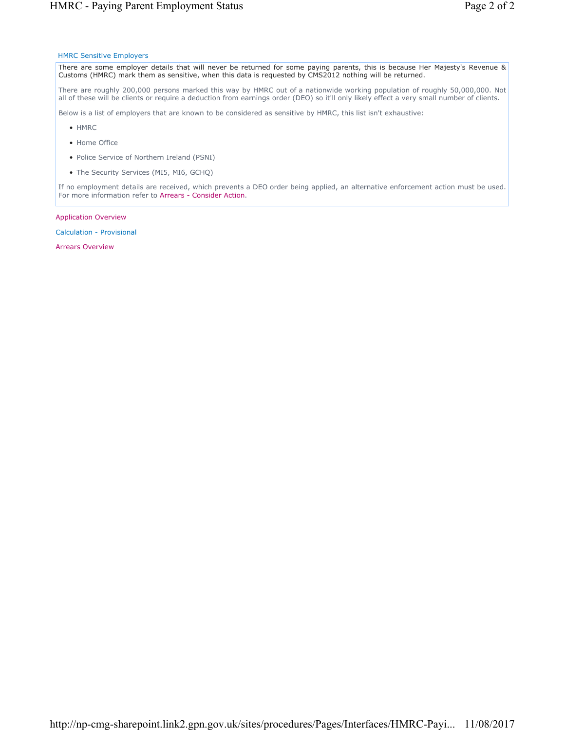### HMRC Sensitive Employers

There are some employer details that will never be returned for some paying parents, this is because Her Majesty's Revenue & Customs (HMRC) mark them as sensitive, when this data is requested by CMS2012 nothing will be returned.

There are roughly 200,000 persons marked this way by HMRC out of a nationwide working population of roughly 50,000,000. Not all of these will be clients or require a deduction from earnings order (DEO) so it'll only likely effect a very small number of clients.

Below is a list of employers that are known to be considered as sensitive by HMRC, this list isn't exhaustive:

- HMRC
- Home Office
- Police Service of Northern Ireland (PSNI)
- The Security Services (MI5, MI6, GCHQ)

If no employment details are received, which prevents a DEO order being applied, an alternative enforcement action must be used. For more information refer to Arrears - Consider Action.

Application Overview

Calculation - Provisional

Arrears Overview